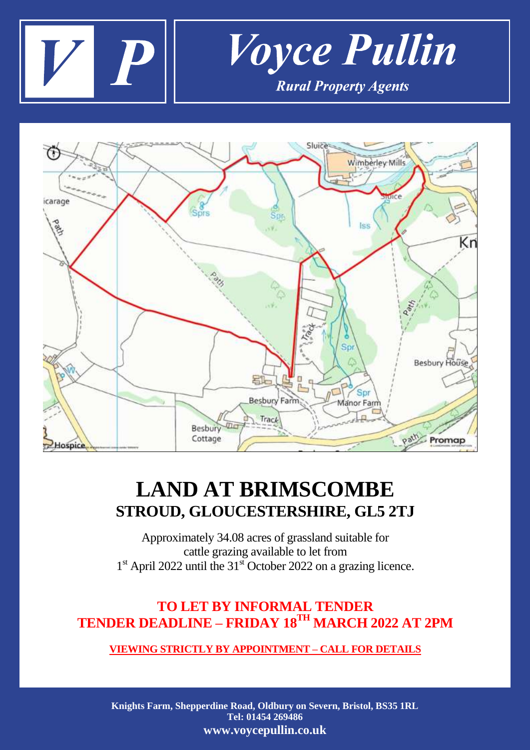**Voyce Pullin**

*Rural Property Agents*

# LAND AT BRIMSCOMBE

## STROUD, GLOUCESTERSHIRE, GL5 2TJ

Approximately 34.08 acres of grassland suitable for cattle grazing available to let from 1st April 2022 until the 31st October 2022 on a grazing licence.

**TO LET BY INFORMAL TENDER**

**TENDER DEADLINE – FRIDAY 18TH MARCH 2022 AT 2PM**

**VIEWING STRICTLY BY APPOINTMENT – CALL FOR DETAILS**

**Knights Farm, Shepperdine Road, Oldbury on Severn, Bristol, BS35 1RL**
**Tel: 01454 269486**
**www.voycepullin.co.uk**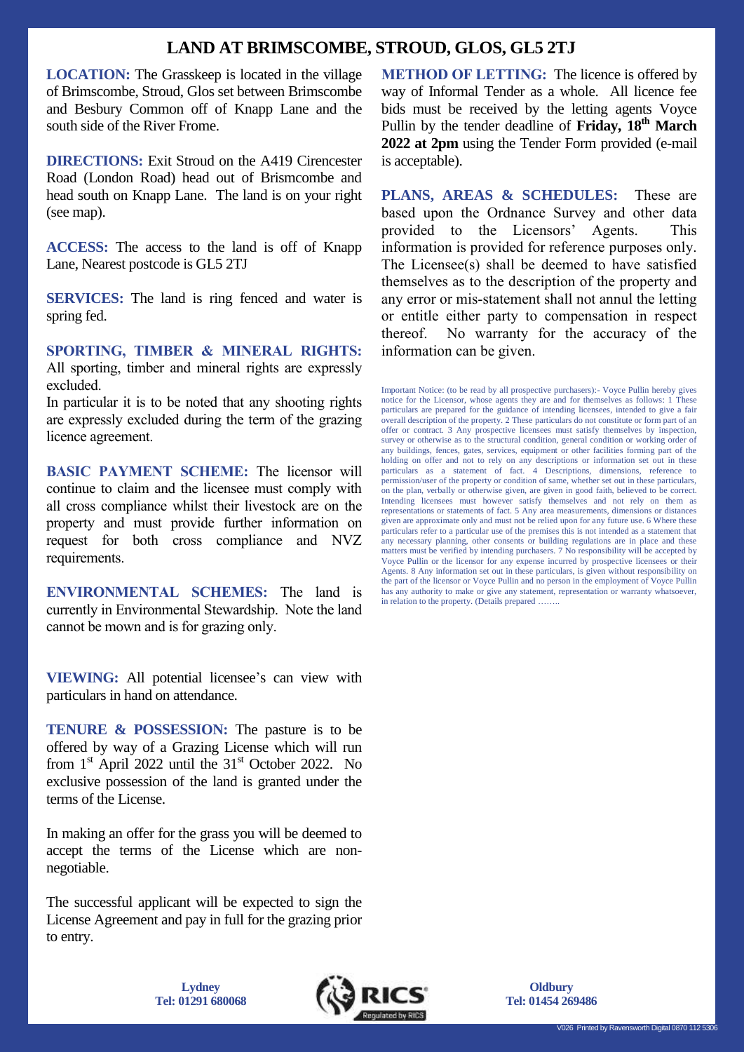# LAND AT BRIMSCOMBE, STROUD, GLOS, GL5 2TJ

**LOCATION:** The Grasskeep is located in the village of Brimscombe, Stroud, Glos set between Brimscombe and Besbury Common off of Knapp Lane and the south side of the River Frome.

**DIRECTIONS:** Exit Stroud on the A419 Cirencester Road (London Road) head out of Brismcombe and head south on Knapp Lane. The land is on your right (see map).

**ACCESS:** The access to the land is off of Knapp Lane, Nearest postcode is GL5 2TJ

**SERVICES:** The land is ring fenced and water is spring fed.

**SPORTING, TIMBER & MINERAL RIGHTS:** All sporting, timber and mineral rights are expressly excluded.

In particular it is to be noted that any shooting rights are expressly excluded during the term of the grazing licence agreement.

**BASIC PAYMENT SCHEME:** The licensor will continue to claim and the licensee must comply with all cross compliance whilst their livestock are on the property and must provide further information on request for both cross compliance and NVZ requirements.

**ENVIRONMENTAL SCHEMES:** The land is currently in Environmental Stewardship. Note the land cannot be mown and is for grazing only.

**VIEWING:** All potential licensee's can view with particulars in hand on attendance.

**TENURE & POSSESSION:** The pasture is to be offered by way of a Grazing License which will run from 1st April 2022 until the 31st October 2022. No exclusive possession of the land is granted under the terms of the License.

In making an offer for the grass you will be deemed to accept the terms of the License which are non-negotiable.

The successful applicant will be expected to sign the License Agreement and pay in full for the grazing prior to entry.

**METHOD OF LETTING:** The licence is offered by way of Informal Tender as a whole. All licence fee bids must be received by the letting agents Voyce Pullin by the tender deadline of **Friday, 18th March 2022 at 2pm** using the Tender Form provided (e-mail is acceptable).

**PLANS, AREAS & SCHEDULES:** These are based upon the Ordnance Survey and other data provided to the Licensors' Agents. This information is provided for reference purposes only. The Licensee(s) shall be deemed to have satisfied themselves as to the description of the property and any error or mis-statement shall not annul the letting or entitle either party to compensation in respect thereof. No warranty for the accuracy of the information can be given.

Important Notice: (to be read by all prospective purchasers):- Voyce Pullin hereby gives notice for the Licensor, whose agents they are and for themselves as follows: 1 These particulars are prepared for the guidance of intending licensees, intended to give a fair overall description of the property. 2 These particulars do not constitute or form part of an offer or contract. 3 Any prospective licensees must satisfy themselves by inspection, survey or otherwise as to the structural condition, general condition or working order of any buildings, fences, gates, services, equipment or other facilities forming part of the holding on offer and not to rely on any descriptions or information set out in these particulars as a statement of fact. 4 Descriptions, dimensions, reference to permission/user of the property or condition of same, whether set out in these particulars, on the plan, verbally or otherwise given, are given in good faith, believed to be correct. Intending licensees must however satisfy themselves and not rely on them as representations or statements of fact. 5 Any area measurements, dimensions or distances given are approximate only and must not be relied upon for any future use. 6 Where these particulars refer to a particular use of the premises this is not intended as a statement that any necessary planning, other consents or building regulations are in place and these matters must be verified by intending purchasers. 7 No responsibility will be accepted by Voyce Pullin or the licensor for any expense incurred by prospective licensees or their Agents. 8 Any information set out in these particulars, is given without responsibility on the part of the licensor or Voyce Pullin and no person in the employment of Voyce Pullin has any authority to make or give any statement, representation or warranty whatsoever, in relation to the property. (Details prepared ……..

**Lydney**
**Tel: 01291 680068**

**Oldbury**
**Tel: 01454 269486**

V026 Printed by Ravensworth Digital 0870 112 5306